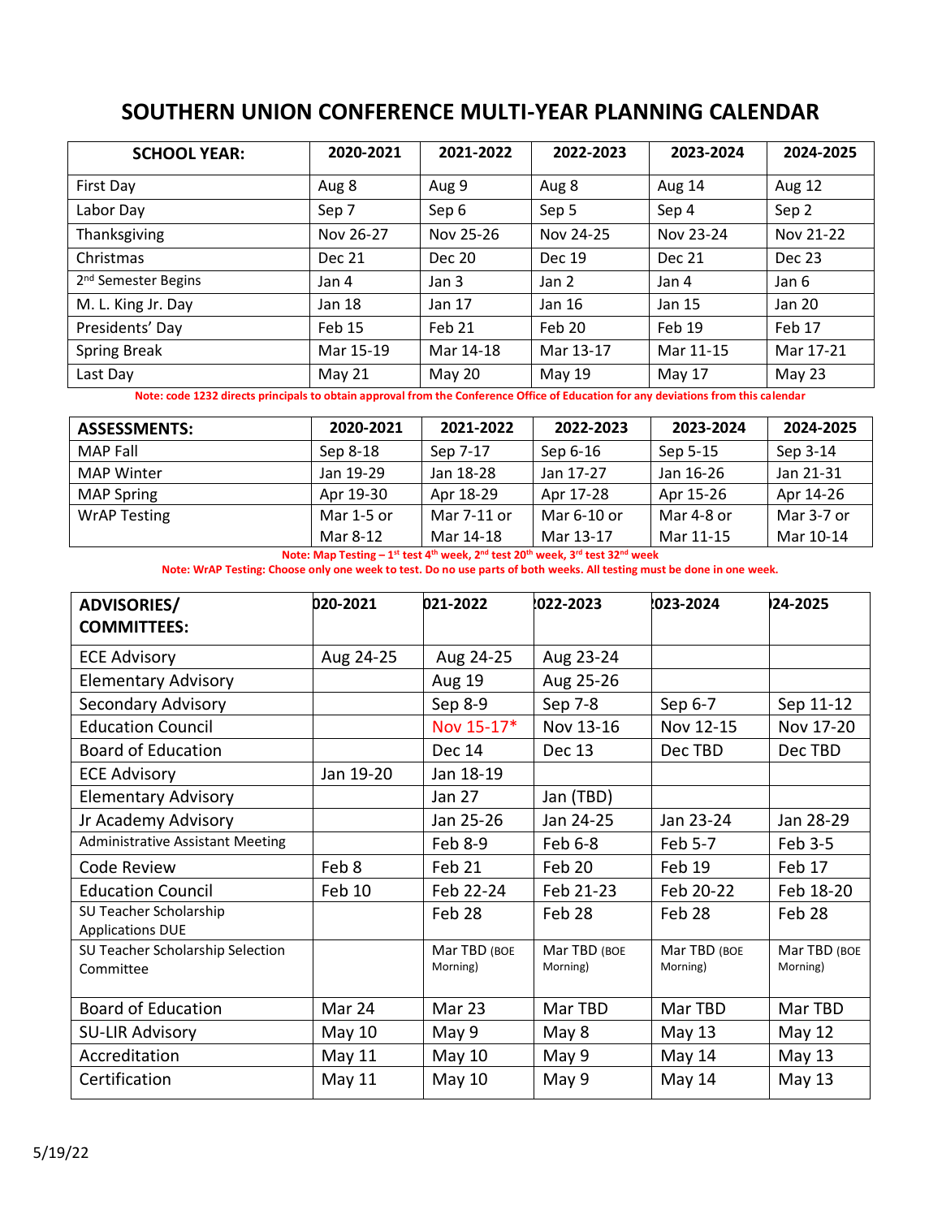# SOUTHERN UNION CONFERENCE MULTI-YEAR PLANNING CALENDAR

| SCHOOL YEAR: | 2020-2021 | 2021-2022 | 2022-2023 | 2023-2024 | 2024-2025 |
|---|---|---|---|---|---|
| First Day | Aug 8 | Aug 9 | Aug 8 | Aug 14 | Aug 12 |
| Labor Day | Sep 7 | Sep 6 | Sep 5 | Sep 4 | Sep 2 |
| Thanksgiving | Nov 26-27 | Nov 25-26 | Nov 24-25 | Nov 23-24 | Nov 21-22 |
| Christmas | Dec 21 | Dec 20 | Dec 19 | Dec 21 | Dec 23 |
| 2nd Semester Begins | Jan 4 | Jan 3 | Jan 2 | Jan 4 | Jan 6 |
| M. L. King Jr. Day | Jan 18 | Jan 17 | Jan 16 | Jan 15 | Jan 20 |
| Presidents' Day | Feb 15 | Feb 21 | Feb 20 | Feb 19 | Feb 17 |
| Spring Break | Mar 15-19 | Mar 14-18 | Mar 13-17 | Mar 11-15 | Mar 17-21 |
| Last Day | May 21 | May 20 | May 19 | May 17 | May 23 |

**Note: code 1232 directs principals to obtain approval from the Conference Office of Education for any deviations from this calendar**

| ASSESSMENTS: | 2020-2021 | 2021-2022 | 2022-2023 | 2023-2024 | 2024-2025 |
|---|---|---|---|---|---|
| MAP Fall | Sep 8-18 | Sep 7-17 | Sep 6-16 | Sep 5-15 | Sep 3-14 |
| MAP Winter | Jan 19-29 | Jan 18-28 | Jan 17-27 | Jan 16-26 | Jan 21-31 |
| MAP Spring | Apr 19-30 | Apr 18-29 | Apr 17-28 | Apr 15-26 | Apr 14-26 |
| WrAP Testing | Mar 1-5 or Mar 8-12 | Mar 7-11 or Mar 14-18 | Mar 6-10 or Mar 13-17 | Mar 4-8 or Mar 11-15 | Mar 3-7 or Mar 10-14 |

**Note: Map Testing – 1st test 4th week, 2nd test 20th week, 3rd test 32nd week**

**Note: WrAP Testing: Choose only one week to test. Do no use parts of both weeks. All testing must be done in one week.**

| ADVISORIES/ COMMITTEES: | 020-2021 | 021-2022 | 022-2023 | 023-2024 | 24-2025 |
|---|---|---|---|---|---|
| ECE Advisory | Aug 24-25 | Aug 24-25 | Aug 23-24 | | |
| Elementary Advisory | | Aug 19 | Aug 25-26 | | |
| Secondary Advisory | | Sep 8-9 | Sep 7-8 | Sep 6-7 | Sep 11-12 |
| Education Council | | Nov 15-17* | Nov 13-16 | Nov 12-15 | Nov 17-20 |
| Board of Education | | Dec 14 | Dec 13 | Dec TBD | Dec TBD |
| ECE Advisory | Jan 19-20 | Jan 18-19 | | | |
| Elementary Advisory | | Jan 27 | Jan (TBD) | | |
| Jr Academy Advisory | | Jan 25-26 | Jan 24-25 | Jan 23-24 | Jan 28-29 |
| Administrative Assistant Meeting | | Feb 8-9 | Feb 6-8 | Feb 5-7 | Feb 3-5 |
| Code Review | Feb 8 | Feb 21 | Feb 20 | Feb 19 | Feb 17 |
| Education Council | Feb 10 | Feb 22-24 | Feb 21-23 | Feb 20-22 | Feb 18-20 |
| SU Teacher Scholarship Applications DUE | | Feb 28 | Feb 28 | Feb 28 | Feb 28 |
| SU Teacher Scholarship Selection Committee | | Mar TBD (BOE Morning) | Mar TBD (BOE Morning) | Mar TBD (BOE Morning) | Mar TBD (BOE Morning) |
| Board of Education | Mar 24 | Mar 23 | Mar TBD | Mar TBD | Mar TBD |
| SU-LIR Advisory | May 10 | May 9 | May 8 | May 13 | May 12 |
| Accreditation | May 11 | May 10 | May 9 | May 14 | May 13 |
| Certification | May 11 | May 10 | May 9 | May 14 | May 13 |

5/19/22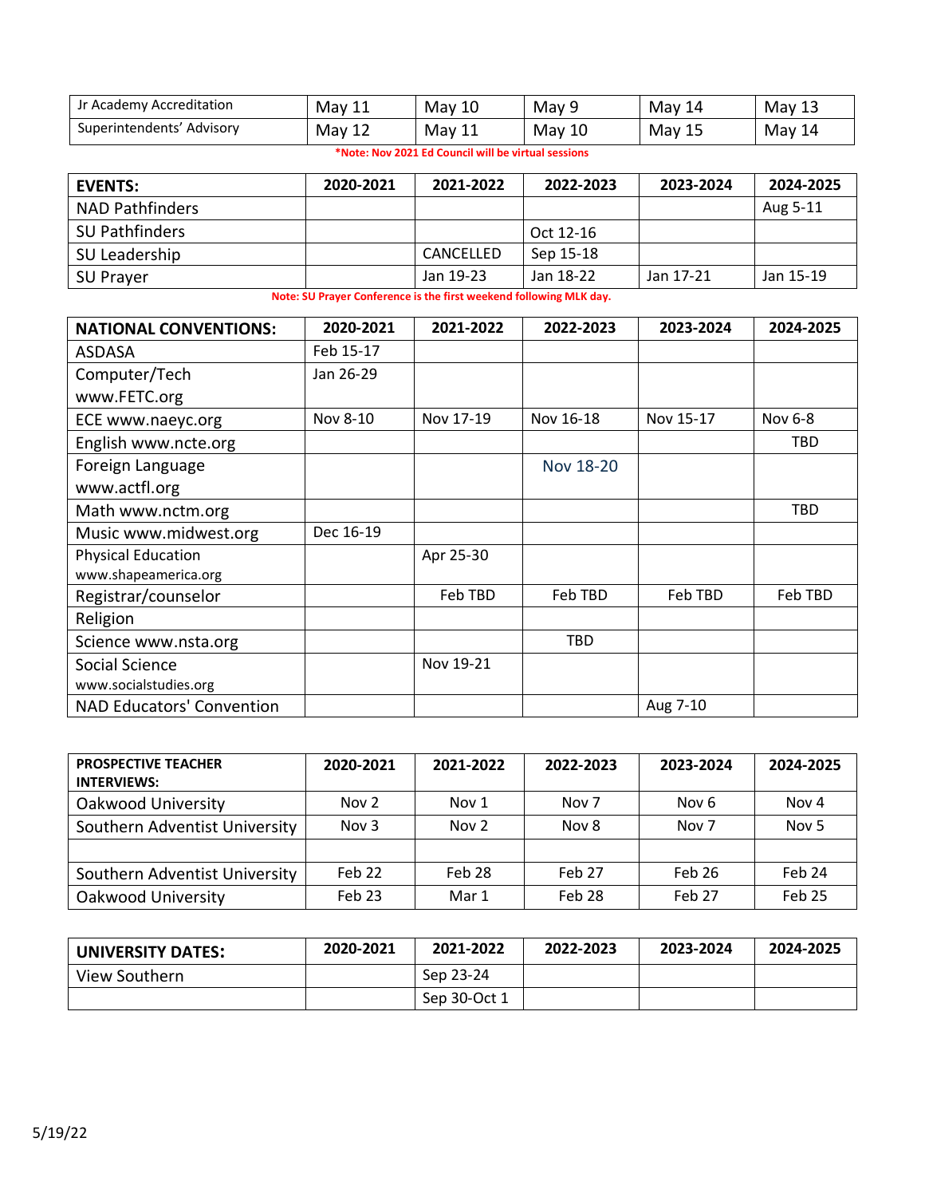| | | | | | |
|---|---|---|---|---|---|
| Jr Academy Accreditation | May 11 | May 10 | May 9 | May 14 | May 13 |
| Superintendents' Advisory | May 12 | May 11 | May 10 | May 15 | May 14 |

*Note: Nov 2021 Ed Council will be virtual sessions

| EVENTS: | 2020-2021 | 2021-2022 | 2022-2023 | 2023-2024 | 2024-2025 |
|---|---|---|---|---|---|
| NAD Pathfinders | | | | | Aug 5-11 |
| SU Pathfinders | | | Oct 12-16 | | |
| SU Leadership | | CANCELLED | Sep 15-18 | | |
| SU Prayer | | Jan 19-23 | Jan 18-22 | Jan 17-21 | Jan 15-19 |

Note: SU Prayer Conference is the first weekend following MLK day.

| NATIONAL CONVENTIONS: | 2020-2021 | 2021-2022 | 2022-2023 | 2023-2024 | 2024-2025 |
|---|---|---|---|---|---|
| ASDASA | Feb 15-17 | | | | |
| Computer/Tech www.FETC.org | Jan 26-29 | | | | |
| ECE www.naeyc.org | Nov 8-10 | Nov 17-19 | Nov 16-18 | Nov 15-17 | Nov 6-8 |
| English www.ncte.org | | | | | TBD |
| Foreign Language www.actfl.org | | | Nov 18-20 | | |
| Math www.nctm.org | | | | | TBD |
| Music www.midwest.org | Dec 16-19 | | | | |
| Physical Education www.shapeamerica.org | | Apr 25-30 | | | |
| Registrar/counselor | | Feb TBD | Feb TBD | Feb TBD | Feb TBD |
| Religion | | | | | |
| Science www.nsta.org | | | TBD | | |
| Social Science www.socialstudies.org | | Nov 19-21 | | | |
| NAD Educators' Convention | | | | Aug 7-10 | |

| PROSPECTIVE TEACHER INTERVIEWS: | 2020-2021 | 2021-2022 | 2022-2023 | 2023-2024 | 2024-2025 |
|---|---|---|---|---|---|
| Oakwood University | Nov 2 | Nov 1 | Nov 7 | Nov 6 | Nov 4 |
| Southern Adventist University | Nov 3 | Nov 2 | Nov 8 | Nov 7 | Nov 5 |
| | | | | | |
| Southern Adventist University | Feb 22 | Feb 28 | Feb 27 | Feb 26 | Feb 24 |
| Oakwood University | Feb 23 | Mar 1 | Feb 28 | Feb 27 | Feb 25 |

| UNIVERSITY DATES: | 2020-2021 | 2021-2022 | 2022-2023 | 2023-2024 | 2024-2025 |
|---|---|---|---|---|---|
| View Southern | | Sep 23-24 | | | |
| | | Sep 30-Oct 1 | | | |

5/19/22